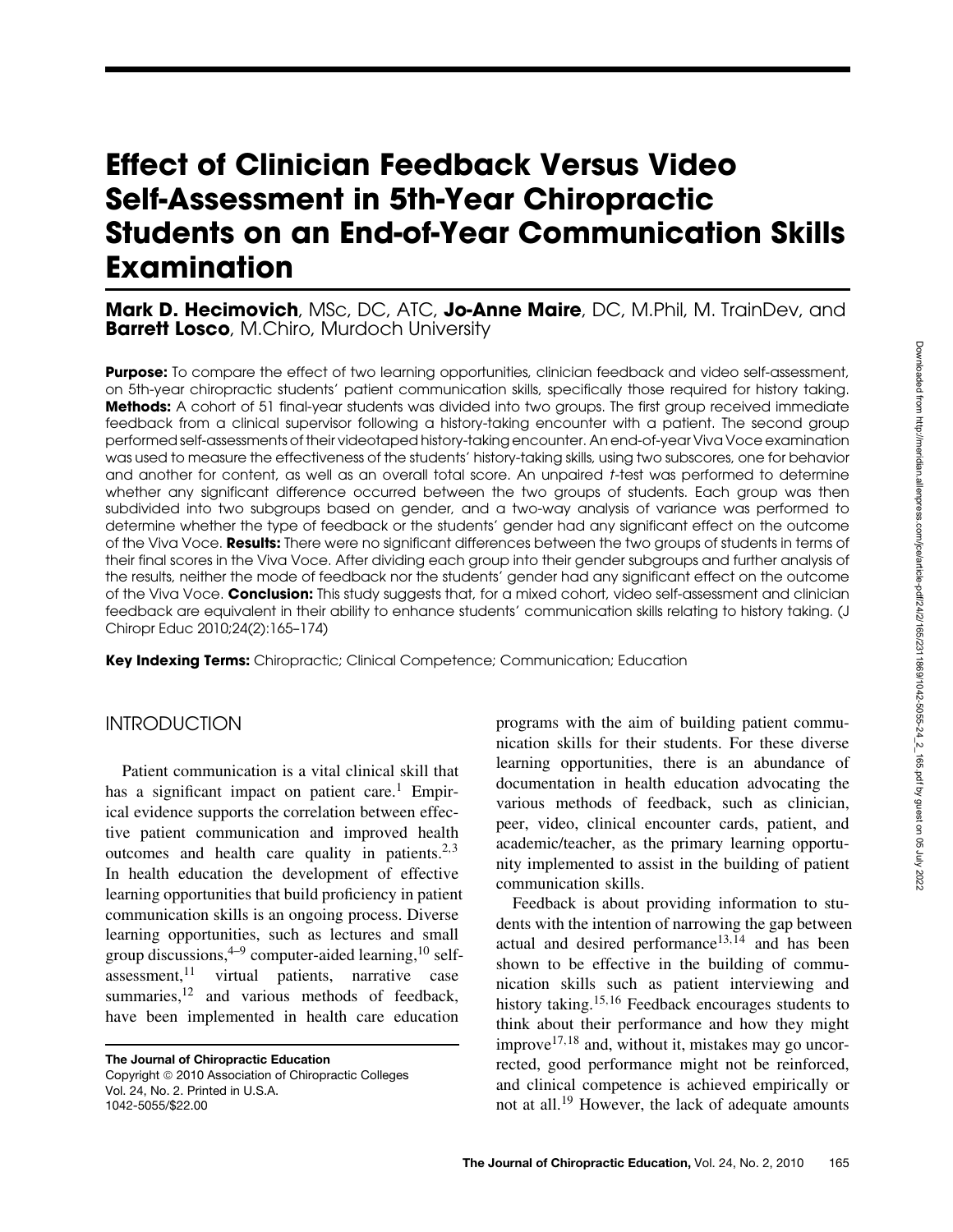# Effect of Clinician Feedback Versus Video Self-Assessment in 5th-Year Chiropractic Students on an End-of-Year Communication Skills Examination

**Mark D. Hecimovich**, MSc, DC, ATC, **Jo-Anne Maire**, DC, M.Phil, M. TrainDev, and **Barrett Losco**, M.Chiro, Murdoch University

**Purpose:** To compare the effect of two learning opportunities, clinician feedback and video self-assessment, on 5th-year chiropractic students' patient communication skills, specifically those required for history taking. **Methods:** A cohort of 51 final-year students was divided into two groups. The first group received immediate feedback from a clinical supervisor following a history-taking encounter with a patient. The second group performed self-assessments of their videotaped history-taking encounter. An end-of-year Viva Voce examination was used to measure the effectiveness of the students' history-taking skills, using two subscores, one for behavior and another for content, as well as an overall total score. An unpaired *t*-test was performed to determine whether any significant difference occurred between the two groups of students. Each group was then subdivided into two subgroups based on gender, and a two-way analysis of variance was performed to determine whether the type of feedback or the students' gender had any significant effect on the outcome of the Viva Voce. **Results:** There were no significant differences between the two groups of students in terms of their final scores in the Viva Voce. After dividing each group into their gender subgroups and further analysis of the results, neither the mode of feedback nor the students' gender had any significant effect on the outcome of the Viva Voce. **Conclusion:** This study suggests that, for a mixed cohort, video self-assessment and clinician feedback are equivalent in their ability to enhance students' communication skills relating to history taking. (J Chiropr Educ 2010;24(2):165–174)

**Key Indexing Terms:** Chiropractic; Clinical Competence; Communication; Education

## INTRODUCTION

Patient communication is a vital clinical skill that has a significant impact on patient care.[1] Empirical evidence supports the correlation between effective patient communication and improved health outcomes and health care quality in patients.[2,3] In health education the development of effective learning opportunities that build proficiency in patient communication skills is an ongoing process. Diverse learning opportunities, such as lectures and small group discussions,[4–9] computer-aided learning,[10] self-assessment,[11] virtual patients, narrative case summaries,[12] and various methods of feedback, have been implemented in health care education programs with the aim of building patient communication skills for their students. For these diverse learning opportunities, there is an abundance of documentation in health education advocating the various methods of feedback, such as clinician, peer, video, clinical encounter cards, patient, and academic/teacher, as the primary learning opportunity implemented to assist in the building of patient communication skills.

Feedback is about providing information to students with the intention of narrowing the gap between actual and desired performance[13,14] and has been shown to be effective in the building of communication skills such as patient interviewing and history taking.[15,16] Feedback encourages students to think about their performance and how they might improve[17,18] and, without it, mistakes may go uncorrected, good performance might not be reinforced, and clinical competence is achieved empirically or not at all.[19] However, the lack of adequate amounts

The Journal of Chiropractic Education
Copyright © 2010 Association of Chiropractic Colleges
Vol. 24, No. 2. Printed in U.S.A.
1042-5055/$22.00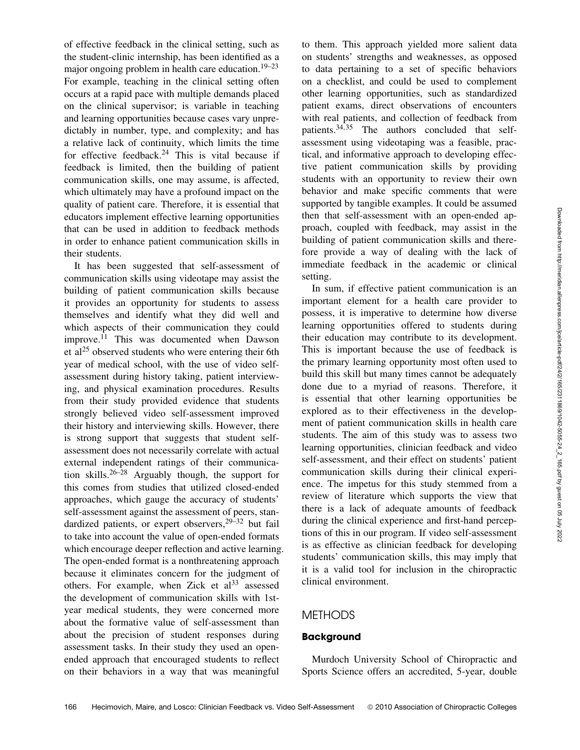of effective feedback in the clinical setting, such as the student-clinic internship, has been identified as a major ongoing problem in health care education.[19–23] For example, teaching in the clinical setting often occurs at a rapid pace with multiple demands placed on the clinical supervisor; is variable in teaching and learning opportunities because cases vary unpredictably in number, type, and complexity; and has a relative lack of continuity, which limits the time for effective feedback.[24] This is vital because if feedback is limited, then the building of patient communication skills, one may assume, is affected, which ultimately may have a profound impact on the quality of patient care. Therefore, it is essential that educators implement effective learning opportunities that can be used in addition to feedback methods in order to enhance patient communication skills in their students.

It has been suggested that self-assessment of communication skills using videotape may assist the building of patient communication skills because it provides an opportunity for students to assess themselves and identify what they did well and which aspects of their communication they could improve.[11] This was documented when Dawson et al[25] observed students who were entering their 6th year of medical school, with the use of video self-assessment during history taking, patient interviewing, and physical examination procedures. Results from their study provided evidence that students strongly believed video self-assessment improved their history and interviewing skills. However, there is strong support that suggests that student self-assessment does not necessarily correlate with actual external independent ratings of their communication skills.[26–28] Arguably though, the support for this comes from studies that utilized closed-ended approaches, which gauge the accuracy of students' self-assessment against the assessment of peers, standardized patients, or expert observers,[29–32] but fail to take into account the value of open-ended formats which encourage deeper reflection and active learning. The open-ended format is a nonthreatening approach because it eliminates concern for the judgment of others. For example, when Zick et al[33] assessed the development of communication skills with 1st-year medical students, they were concerned more about the formative value of self-assessment than about the precision of student responses during assessment tasks. In their study they used an open-ended approach that encouraged students to reflect on their behaviors in a way that was meaningful to them. This approach yielded more salient data on students' strengths and weaknesses, as opposed to data pertaining to a set of specific behaviors on a checklist, and could be used to complement other learning opportunities, such as standardized patient exams, direct observations of encounters with real patients, and collection of feedback from patients.[34,35] The authors concluded that self-assessment using videotaping was a feasible, practical, and informative approach to developing effective patient communication skills by providing students with an opportunity to review their own behavior and make specific comments that were supported by tangible examples. It could be assumed then that self-assessment with an open-ended approach, coupled with feedback, may assist in the building of patient communication skills and therefore provide a way of dealing with the lack of immediate feedback in the academic or clinical setting.

In sum, if effective patient communication is an important element for a health care provider to possess, it is imperative to determine how diverse learning opportunities offered to students during their education may contribute to its development. This is important because the use of feedback is the primary learning opportunity most often used to build this skill but many times cannot be adequately done due to a myriad of reasons. Therefore, it is essential that other learning opportunities be explored as to their effectiveness in the development of patient communication skills in health care students. The aim of this study was to assess two learning opportunities, clinician feedback and video self-assessment, and their effect on students' patient communication skills during their clinical experience. The impetus for this study stemmed from a review of literature which supports the view that there is a lack of adequate amounts of feedback during the clinical experience and first-hand perceptions of this in our program. If video self-assessment is as effective as clinician feedback for developing students' communication skills, this may imply that it is a valid tool for inclusion in the chiropractic clinical environment.

## METHODS

### Background

Murdoch University School of Chiropractic and Sports Science offers an accredited, 5-year, double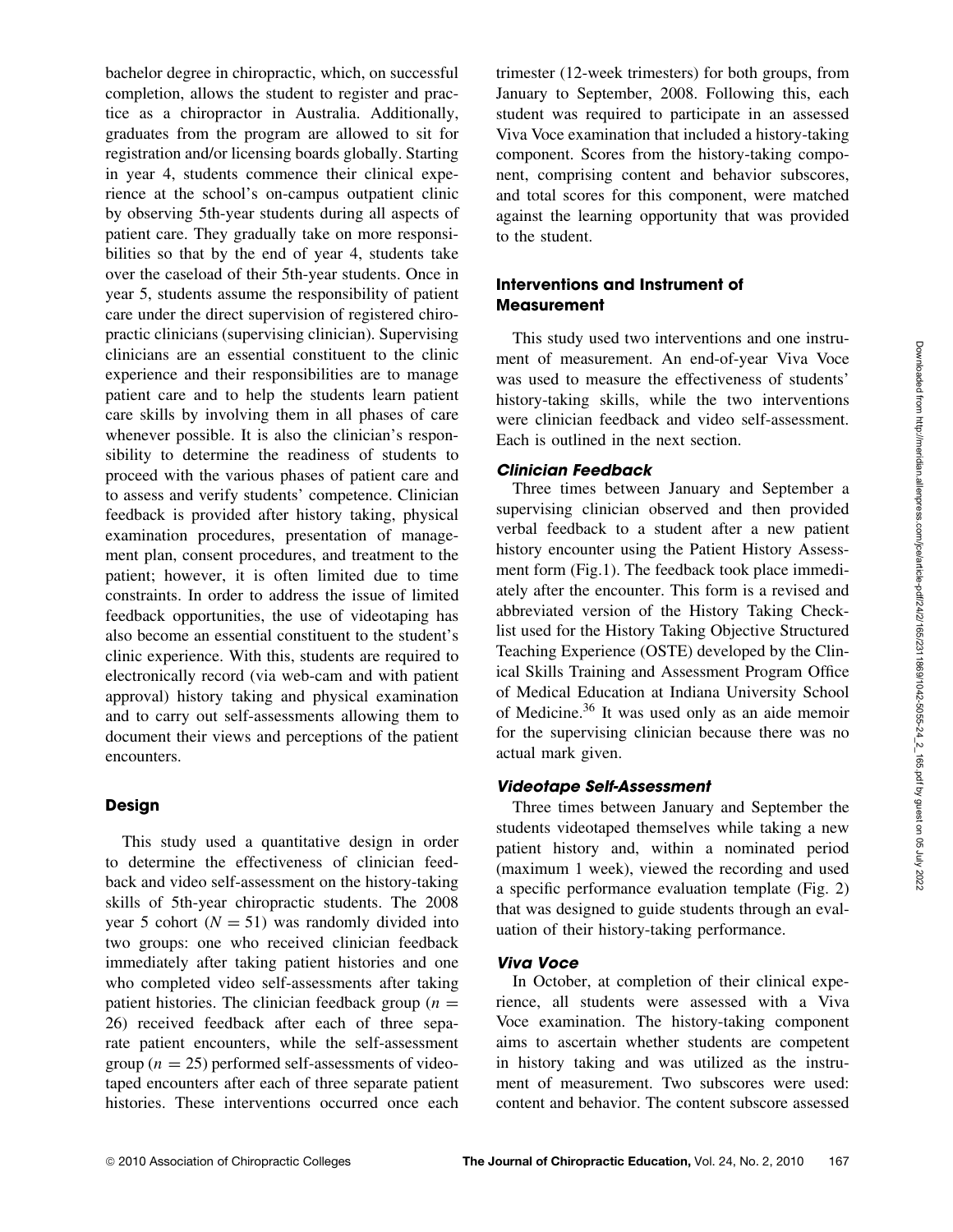bachelor degree in chiropractic, which, on successful completion, allows the student to register and practice as a chiropractor in Australia. Additionally, graduates from the program are allowed to sit for registration and/or licensing boards globally. Starting in year 4, students commence their clinical experience at the school's on-campus outpatient clinic by observing 5th-year students during all aspects of patient care. They gradually take on more responsibilities so that by the end of year 4, students take over the caseload of their 5th-year students. Once in year 5, students assume the responsibility of patient care under the direct supervision of registered chiropractic clinicians (supervising clinician). Supervising clinicians are an essential constituent to the clinic experience and their responsibilities are to manage patient care and to help the students learn patient care skills by involving them in all phases of care whenever possible. It is also the clinician's responsibility to determine the readiness of students to proceed with the various phases of patient care and to assess and verify students' competence. Clinician feedback is provided after history taking, physical examination procedures, presentation of management plan, consent procedures, and treatment to the patient; however, it is often limited due to time constraints. In order to address the issue of limited feedback opportunities, the use of videotaping has also become an essential constituent to the student's clinic experience. With this, students are required to electronically record (via web-cam and with patient approval) history taking and physical examination and to carry out self-assessments allowing them to document their views and perceptions of the patient encounters.

## Design

This study used a quantitative design in order to determine the effectiveness of clinician feedback and video self-assessment on the history-taking skills of 5th-year chiropractic students. The 2008 year 5 cohort ($N = 51$) was randomly divided into two groups: one who received clinician feedback immediately after taking patient histories and one who completed video self-assessments after taking patient histories. The clinician feedback group ($n = 26$) received feedback after each of three separate patient encounters, while the self-assessment group ($n = 25$) performed self-assessments of videotaped encounters after each of three separate patient histories. These interventions occurred once each trimester (12-week trimesters) for both groups, from January to September, 2008. Following this, each student was required to participate in an assessed Viva Voce examination that included a history-taking component. Scores from the history-taking component, comprising content and behavior subscores, and total scores for this component, were matched against the learning opportunity that was provided to the student.

## Interventions and Instrument of Measurement

This study used two interventions and one instrument of measurement. An end-of-year Viva Voce was used to measure the effectiveness of students' history-taking skills, while the two interventions were clinician feedback and video self-assessment. Each is outlined in the next section.

### *Clinician Feedback*

Three times between January and September a supervising clinician observed and then provided verbal feedback to a student after a new patient history encounter using the Patient History Assessment form (Fig.1). The feedback took place immediately after the encounter. This form is a revised and abbreviated version of the History Taking Checklist used for the History Taking Objective Structured Teaching Experience (OSTE) developed by the Clinical Skills Training and Assessment Program Office of Medical Education at Indiana University School of Medicine.[36] It was used only as an aide memoir for the supervising clinician because there was no actual mark given.

### *Videotape Self-Assessment*

Three times between January and September the students videotaped themselves while taking a new patient history and, within a nominated period (maximum 1 week), viewed the recording and used a specific performance evaluation template (Fig. 2) that was designed to guide students through an evaluation of their history-taking performance.

### *Viva Voce*

In October, at completion of their clinical experience, all students were assessed with a Viva Voce examination. The history-taking component aims to ascertain whether students are competent in history taking and was utilized as the instrument of measurement. Two subscores were used: content and behavior. The content subscore assessed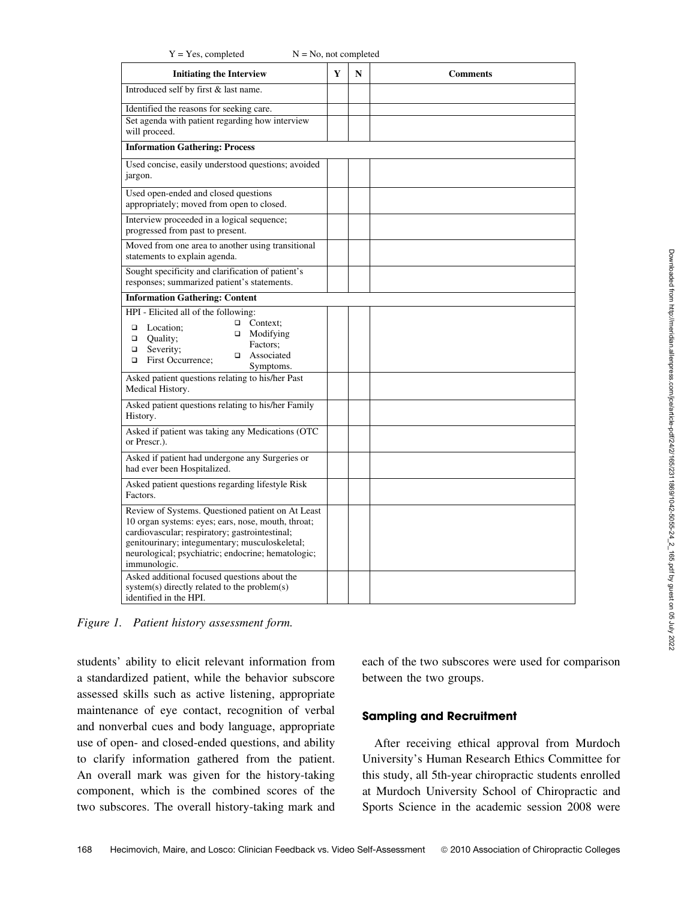Y = Yes, completed N = No, not completed

| Initiating the Interview | Y | N | Comments |
|---|---|---|---|
| Introduced self by first & last name. | | | |
| Identified the reasons for seeking care. | | | |
| Set agenda with patient regarding how interview will proceed. | | | |
| **Information Gathering: Process** | | | |
| Used concise, easily understood questions; avoided jargon. | | | |
| Used open-ended and closed questions appropriately; moved from open to closed. | | | |
| Interview proceeded in a logical sequence; progressed from past to present. | | | |
| Moved from one area to another using transitional statements to explain agenda. | | | |
| Sought specificity and clarification of patient's responses; summarized patient's statements. | | | |
| **Information Gathering: Content** | | | |
| HPI - Elicited all of the following: ❑ Location; ❑ Quality; ❑ Severity; ❑ First Occurrence; ❑ Context; ❑ Modifying Factors; ❑ Associated Symptoms. | | | |
| Asked patient questions relating to his/her Past Medical History. | | | |
| Asked patient questions relating to his/her Family History. | | | |
| Asked if patient was taking any Medications (OTC or Prescr.). | | | |
| Asked if patient had undergone any Surgeries or had ever been Hospitalized. | | | |
| Asked patient questions regarding lifestyle Risk Factors. | | | |
| Review of Systems. Questioned patient on At Least 10 organ systems: eyes; ears, nose, mouth, throat; cardiovascular; respiratory; gastrointestinal; genitourinary; integumentary; musculoskeletal; neurological; psychiatric; endocrine; hematologic; immunologic. | | | |
| Asked additional focused questions about the system(s) directly related to the problem(s) identified in the HPI. | | | |

*Figure 1. Patient history assessment form.*

students' ability to elicit relevant information from a standardized patient, while the behavior subscore assessed skills such as active listening, appropriate maintenance of eye contact, recognition of verbal and nonverbal cues and body language, appropriate use of open- and closed-ended questions, and ability to clarify information gathered from the patient. An overall mark was given for the history-taking component, which is the combined scores of the two subscores. The overall history-taking mark and each of the two subscores were used for comparison between the two groups.

## Sampling and Recruitment

After receiving ethical approval from Murdoch University's Human Research Ethics Committee for this study, all 5th-year chiropractic students enrolled at Murdoch University School of Chiropractic and Sports Science in the academic session 2008 were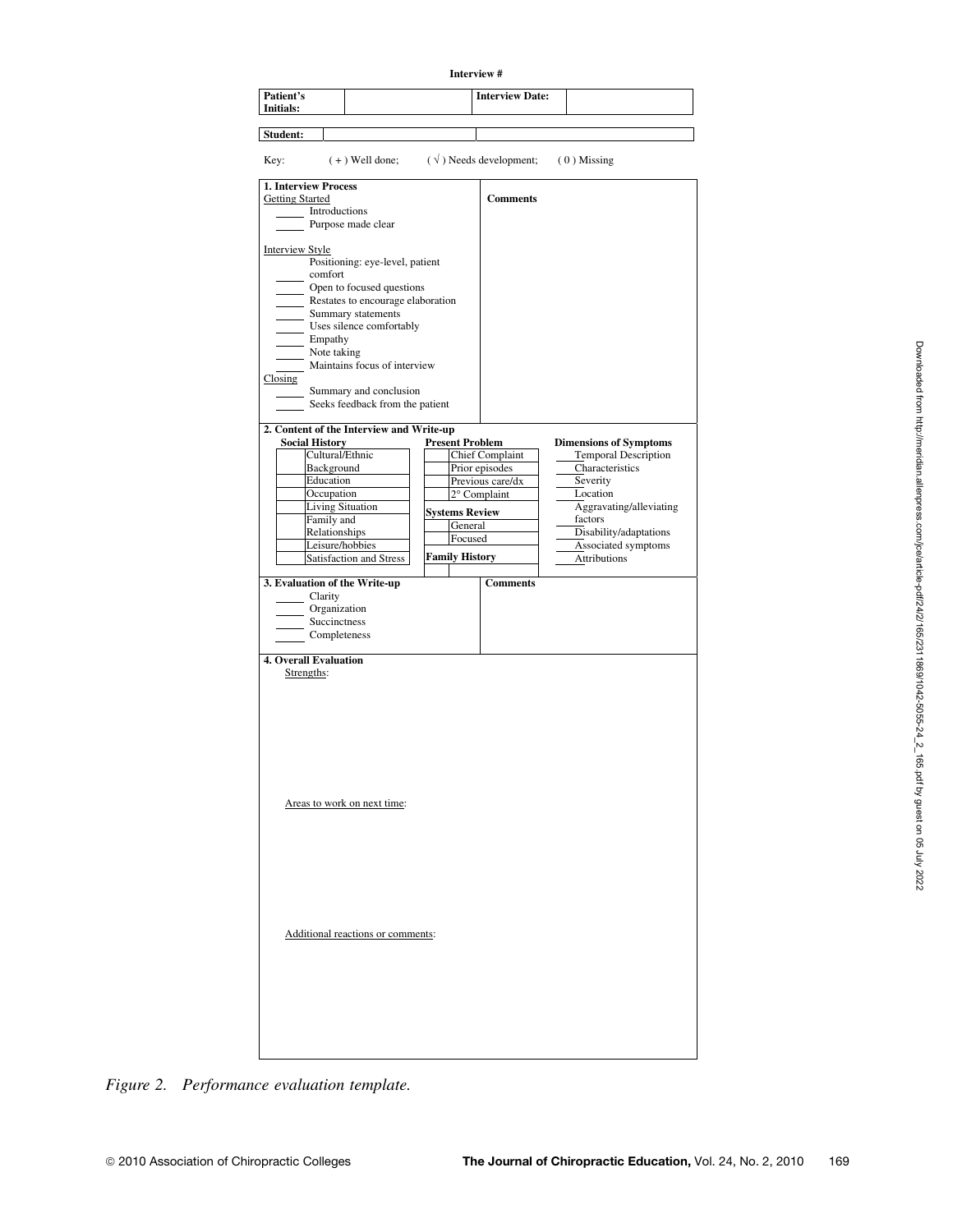**Interview #**

| Patient's Initials: | | Interview Date: | |
|---|---|---|---|

| Student: | | |
|---|---|---|

Key: ( + ) Well done; ( √ ) Needs development; ( 0 ) Missing

**1. Interview Process**

Getting Started

_____ Introductions
_____ Purpose made clear

Interview Style

_____ Positioning: eye-level, patient comfort
_____ Open to focused questions
_____ Restates to encourage elaboration
_____ Summary statements
_____ Uses silence comfortably
_____ Empathy
_____ Note taking
_____ Maintains focus of interview

Closing

_____ Summary and conclusion
_____ Seeks feedback from the patient

**Comments**

**2. Content of the Interview and Write-up**

**Social History**

| | |
|---|---|
| | Cultural/Ethnic Background |
| | Education |
| | Occupation |
| | Living Situation |
| | Family and Relationships |
| | Leisure/hobbies |
| | Satisfaction and Stress |

**Present Problem**

| | |
|---|---|
| | Chief Complaint |
| | Prior episodes |
| | Previous care/dx |
| | 2° Complaint |

**Systems Review**

| | |
|---|---|
| | General |
| | Focused |

**Family History**

| | |
|---|---|
| | |

**Dimensions of Symptoms**

_____ Temporal Description
_____ Characteristics
_____ Severity
_____ Location
_____ Aggravating/alleviating factors
_____ Disability/adaptations
_____ Associated symptoms
_____ Attributions

**3. Evaluation of the Write-up**

_____ Clarity
_____ Organization
_____ Succinctness
_____ Completeness

**Comments**

**4. Overall Evaluation**

Strengths:

Areas to work on next time:

Additional reactions or comments:

*Figure 2. Performance evaluation template.*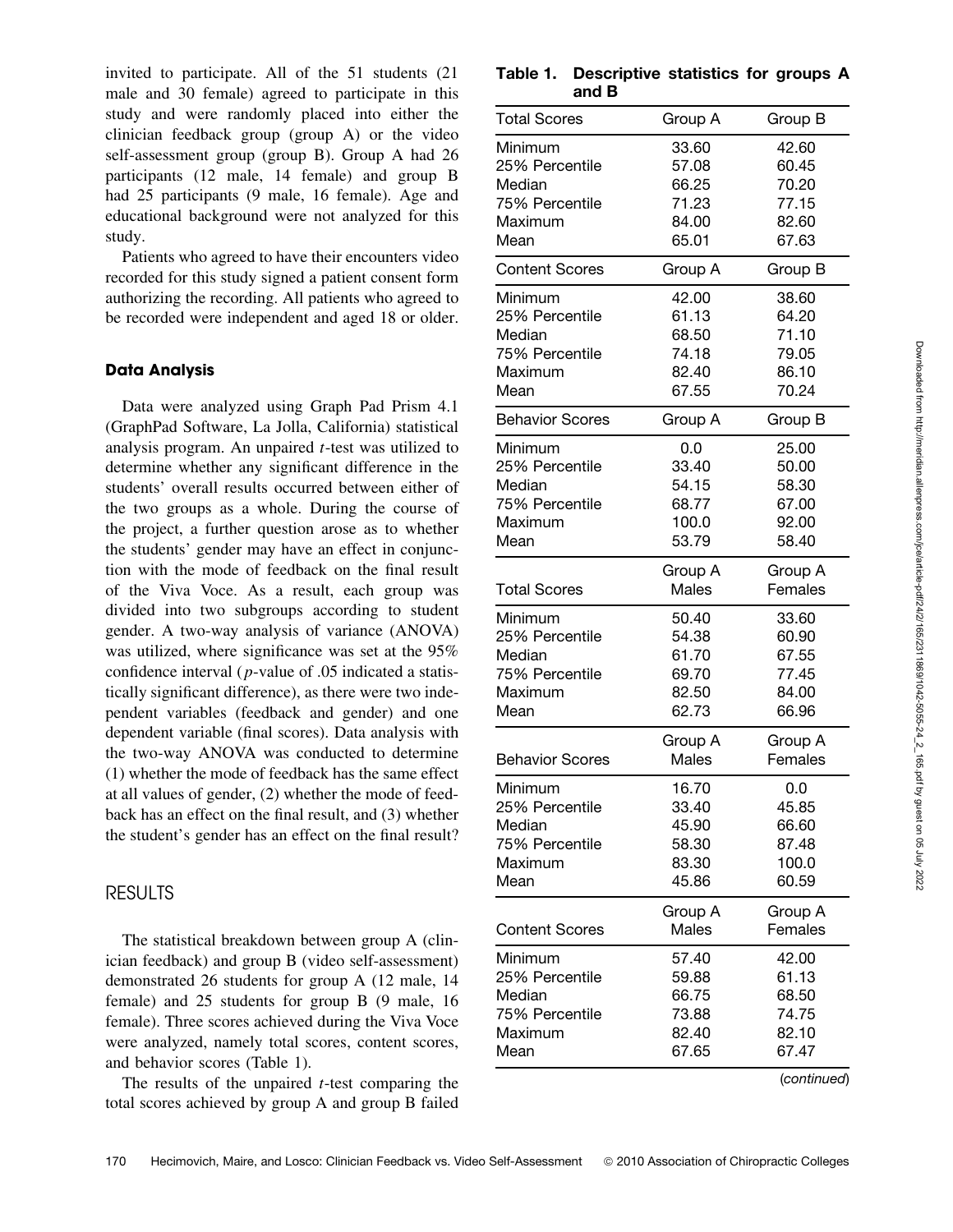invited to participate. All of the 51 students (21 male and 30 female) agreed to participate in this study and were randomly placed into either the clinician feedback group (group A) or the video self-assessment group (group B). Group A had 26 participants (12 male, 14 female) and group B had 25 participants (9 male, 16 female). Age and educational background were not analyzed for this study.

Patients who agreed to have their encounters video recorded for this study signed a patient consent form authorizing the recording. All patients who agreed to be recorded were independent and aged 18 or older.

### Data Analysis

Data were analyzed using Graph Pad Prism 4.1 (GraphPad Software, La Jolla, California) statistical analysis program. An unpaired *t*-test was utilized to determine whether any significant difference in the students' overall results occurred between either of the two groups as a whole. During the course of the project, a further question arose as to whether the students' gender may have an effect in conjunction with the mode of feedback on the final result of the Viva Voce. As a result, each group was divided into two subgroups according to student gender. A two-way analysis of variance (ANOVA) was utilized, where significance was set at the 95% confidence interval (*p*-value of .05 indicated a statistically significant difference), as there were two independent variables (feedback and gender) and one dependent variable (final scores). Data analysis with the two-way ANOVA was conducted to determine (1) whether the mode of feedback has the same effect at all values of gender, (2) whether the mode of feedback has an effect on the final result, and (3) whether the student's gender has an effect on the final result?

## RESULTS

The statistical breakdown between group A (clinician feedback) and group B (video self-assessment) demonstrated 26 students for group A (12 male, 14 female) and 25 students for group B (9 male, 16 female). Three scores achieved during the Viva Voce were analyzed, namely total scores, content scores, and behavior scores (Table 1).

The results of the unpaired *t*-test comparing the total scores achieved by group A and group B failed

**Table 1. Descriptive statistics for groups A and B**

| Total Scores | Group A | Group B |
|---|---|---|
| Minimum | 33.60 | 42.60 |
| 25% Percentile | 57.08 | 60.45 |
| Median | 66.25 | 70.20 |
| 75% Percentile | 71.23 | 77.15 |
| Maximum | 84.00 | 82.60 |
| Mean | 65.01 | 67.63 |
| **Content Scores** | **Group A** | **Group B** |
| Minimum | 42.00 | 38.60 |
| 25% Percentile | 61.13 | 64.20 |
| Median | 68.50 | 71.10 |
| 75% Percentile | 74.18 | 79.05 |
| Maximum | 82.40 | 86.10 |
| Mean | 67.55 | 70.24 |
| **Behavior Scores** | **Group A** | **Group B** |
| Minimum | 0.0 | 25.00 |
| 25% Percentile | 33.40 | 50.00 |
| Median | 54.15 | 58.30 |
| 75% Percentile | 68.77 | 67.00 |
| Maximum | 100.0 | 92.00 |
| Mean | 53.79 | 58.40 |
| **Total Scores** | **Group A Males** | **Group A Females** |
| Minimum | 50.40 | 33.60 |
| 25% Percentile | 54.38 | 60.90 |
| Median | 61.70 | 67.55 |
| 75% Percentile | 69.70 | 77.45 |
| Maximum | 82.50 | 84.00 |
| Mean | 62.73 | 66.96 |
| **Behavior Scores** | **Group A Males** | **Group A Females** |
| Minimum | 16.70 | 0.0 |
| 25% Percentile | 33.40 | 45.85 |
| Median | 45.90 | 66.60 |
| 75% Percentile | 58.30 | 87.48 |
| Maximum | 83.30 | 100.0 |
| Mean | 45.86 | 60.59 |
| **Content Scores** | **Group A Males** | **Group A Females** |
| Minimum | 57.40 | 42.00 |
| 25% Percentile | 59.88 | 61.13 |
| Median | 66.75 | 68.50 |
| 75% Percentile | 73.88 | 74.75 |
| Maximum | 82.40 | 82.10 |
| Mean | 67.65 | 67.47 |

(*continued*)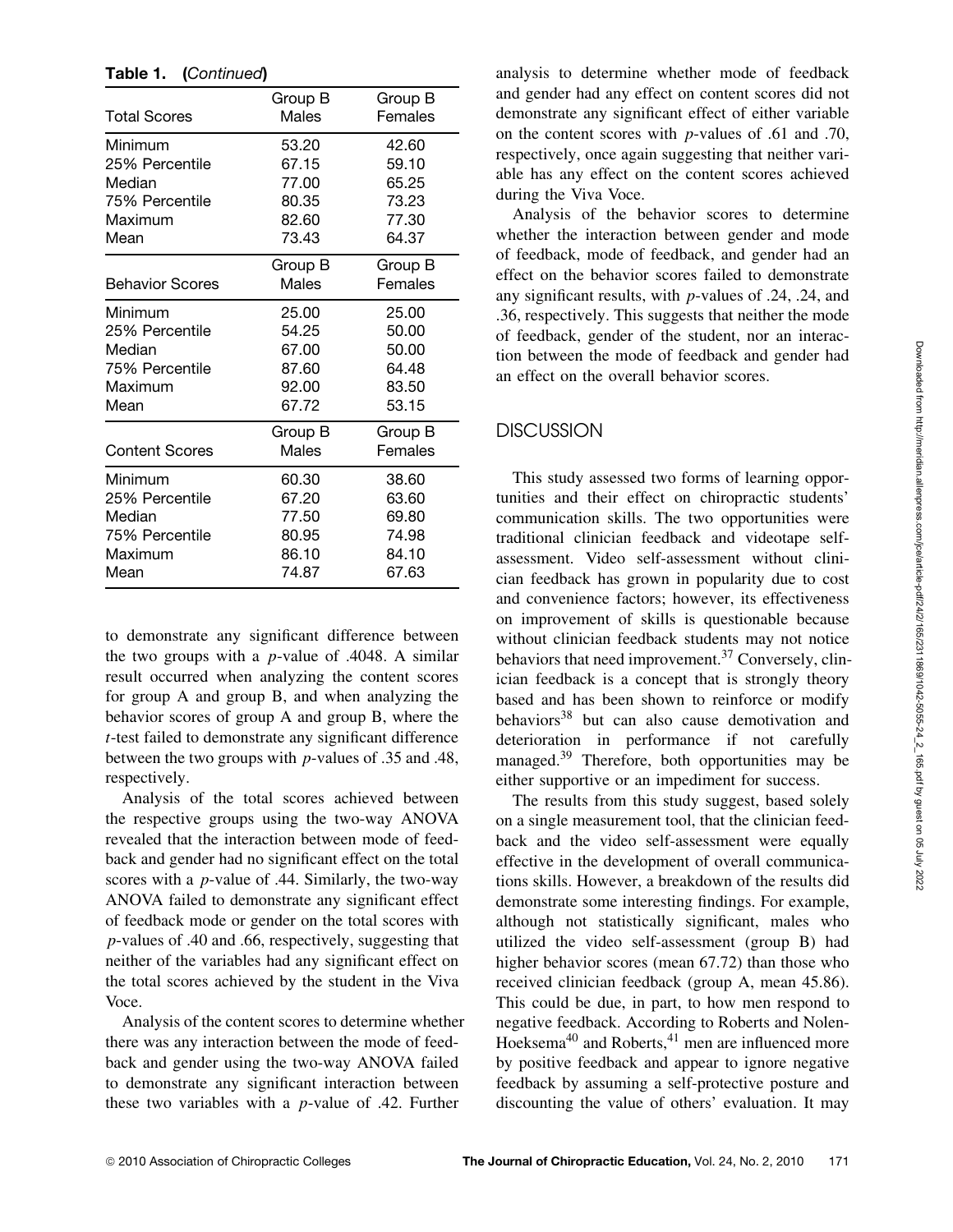**Table 1. (Continued)**

| Total Scores | Group B Males | Group B Females |
|---|---|---|
| Minimum | 53.20 | 42.60 |
| 25% Percentile | 67.15 | 59.10 |
| Median | 77.00 | 65.25 |
| 75% Percentile | 80.35 | 73.23 |
| Maximum | 82.60 | 77.30 |
| Mean | 73.43 | 64.37 |
| **Behavior Scores** | **Group B Males** | **Group B Females** |
| Minimum | 25.00 | 25.00 |
| 25% Percentile | 54.25 | 50.00 |
| Median | 67.00 | 50.00 |
| 75% Percentile | 87.60 | 64.48 |
| Maximum | 92.00 | 83.50 |
| Mean | 67.72 | 53.15 |
| **Content Scores** | **Group B Males** | **Group B Females** |
| Minimum | 60.30 | 38.60 |
| 25% Percentile | 67.20 | 63.60 |
| Median | 77.50 | 69.80 |
| 75% Percentile | 80.95 | 74.98 |
| Maximum | 86.10 | 84.10 |
| Mean | 74.87 | 67.63 |

to demonstrate any significant difference between the two groups with a $p$-value of .4048. A similar result occurred when analyzing the content scores for group A and group B, and when analyzing the behavior scores of group A and group B, where the $t$-test failed to demonstrate any significant difference between the two groups with $p$-values of .35 and .48, respectively.

Analysis of the total scores achieved between the respective groups using the two-way ANOVA revealed that the interaction between mode of feedback and gender had no significant effect on the total scores with a $p$-value of .44. Similarly, the two-way ANOVA failed to demonstrate any significant effect of feedback mode or gender on the total scores with $p$-values of .40 and .66, respectively, suggesting that neither of the variables had any significant effect on the total scores achieved by the student in the Viva Voce.

Analysis of the content scores to determine whether there was any interaction between the mode of feedback and gender using the two-way ANOVA failed to demonstrate any significant interaction between these two variables with a $p$-value of .42. Further analysis to determine whether mode of feedback and gender had any effect on content scores did not demonstrate any significant effect of either variable on the content scores with $p$-values of .61 and .70, respectively, once again suggesting that neither variable has any effect on the content scores achieved during the Viva Voce.

Analysis of the behavior scores to determine whether the interaction between gender and mode of feedback, mode of feedback, and gender had an effect on the behavior scores failed to demonstrate any significant results, with $p$-values of .24, .24, and .36, respectively. This suggests that neither the mode of feedback, gender of the student, nor an interaction between the mode of feedback and gender had an effect on the overall behavior scores.

## DISCUSSION

This study assessed two forms of learning opportunities and their effect on chiropractic students' communication skills. The two opportunities were traditional clinician feedback and videotape self-assessment. Video self-assessment without clinician feedback has grown in popularity due to cost and convenience factors; however, its effectiveness on improvement of skills is questionable because without clinician feedback students may not notice behaviors that need improvement.[37] Conversely, clinician feedback is a concept that is strongly theory based and has been shown to reinforce or modify behaviors[38] but can also cause demotivation and deterioration in performance if not carefully managed.[39] Therefore, both opportunities may be either supportive or an impediment for success.

The results from this study suggest, based solely on a single measurement tool, that the clinician feedback and the video self-assessment were equally effective in the development of overall communications skills. However, a breakdown of the results did demonstrate some interesting findings. For example, although not statistically significant, males who utilized the video self-assessment (group B) had higher behavior scores (mean 67.72) than those who received clinician feedback (group A, mean 45.86). This could be due, in part, to how men respond to negative feedback. According to Roberts and Nolen-Hoeksema[40] and Roberts,[41] men are influenced more by positive feedback and appear to ignore negative feedback by assuming a self-protective posture and discounting the value of others' evaluation. It may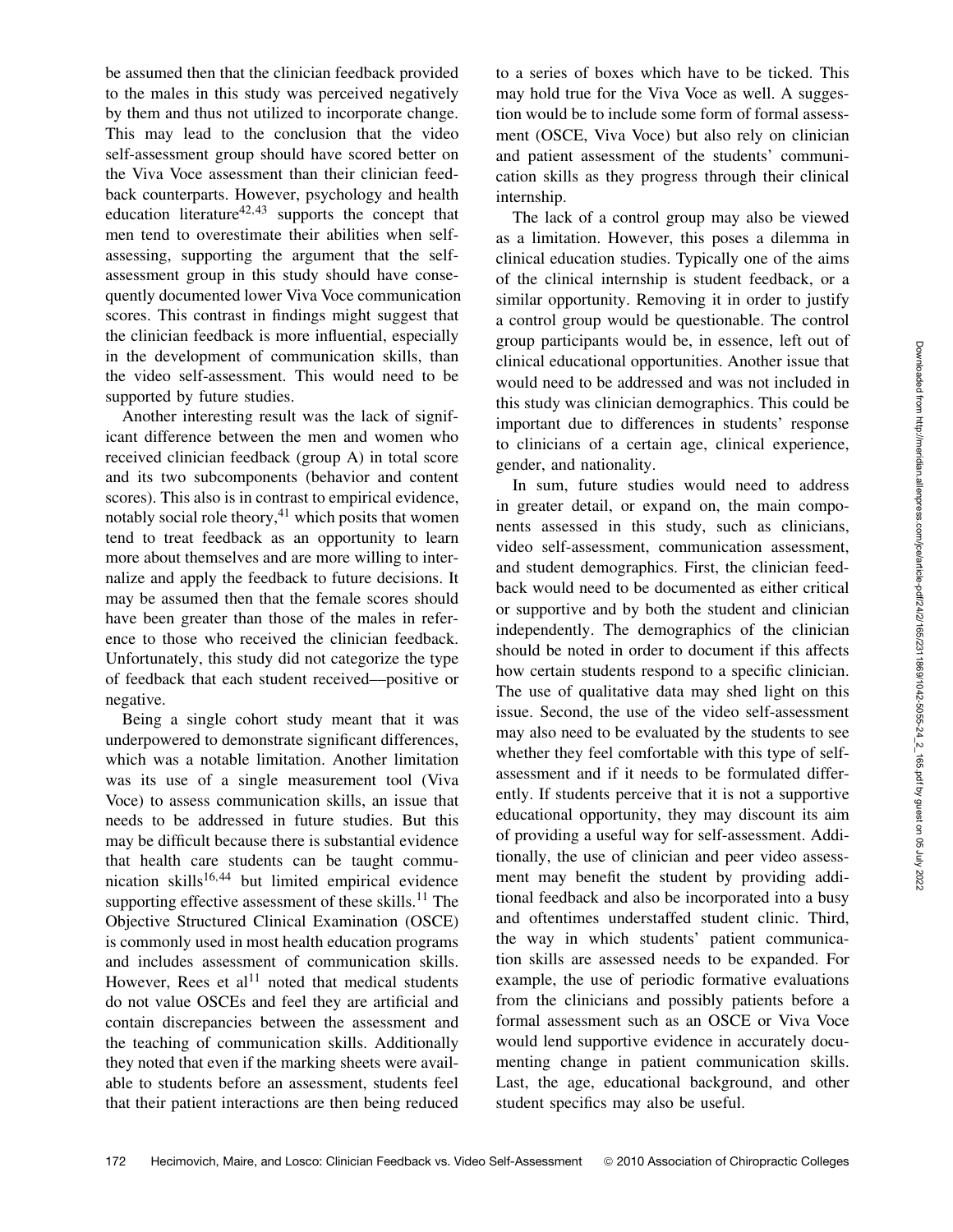be assumed then that the clinician feedback provided to the males in this study was perceived negatively by them and thus not utilized to incorporate change. This may lead to the conclusion that the video self-assessment group should have scored better on the Viva Voce assessment than their clinician feedback counterparts. However, psychology and health education literature[42,43] supports the concept that men tend to overestimate their abilities when self-assessing, supporting the argument that the self-assessment group in this study should have consequently documented lower Viva Voce communication scores. This contrast in findings might suggest that the clinician feedback is more influential, especially in the development of communication skills, than the video self-assessment. This would need to be supported by future studies.

Another interesting result was the lack of significant difference between the men and women who received clinician feedback (group A) in total score and its two subcomponents (behavior and content scores). This also is in contrast to empirical evidence, notably social role theory,[41] which posits that women tend to treat feedback as an opportunity to learn more about themselves and are more willing to internalize and apply the feedback to future decisions. It may be assumed then that the female scores should have been greater than those of the males in reference to those who received the clinician feedback. Unfortunately, this study did not categorize the type of feedback that each student received—positive or negative.

Being a single cohort study meant that it was underpowered to demonstrate significant differences, which was a notable limitation. Another limitation was its use of a single measurement tool (Viva Voce) to assess communication skills, an issue that needs to be addressed in future studies. But this may be difficult because there is substantial evidence that health care students can be taught communication skills[16,44] but limited empirical evidence supporting effective assessment of these skills.[11] The Objective Structured Clinical Examination (OSCE) is commonly used in most health education programs and includes assessment of communication skills. However, Rees et al[11] noted that medical students do not value OSCEs and feel they are artificial and contain discrepancies between the assessment and the teaching of communication skills. Additionally they noted that even if the marking sheets were available to students before an assessment, students feel that their patient interactions are then being reduced to a series of boxes which have to be ticked. This may hold true for the Viva Voce as well. A suggestion would be to include some form of formal assessment (OSCE, Viva Voce) but also rely on clinician and patient assessment of the students' communication skills as they progress through their clinical internship.

The lack of a control group may also be viewed as a limitation. However, this poses a dilemma in clinical education studies. Typically one of the aims of the clinical internship is student feedback, or a similar opportunity. Removing it in order to justify a control group would be questionable. The control group participants would be, in essence, left out of clinical educational opportunities. Another issue that would need to be addressed and was not included in this study was clinician demographics. This could be important due to differences in students' response to clinicians of a certain age, clinical experience, gender, and nationality.

In sum, future studies would need to address in greater detail, or expand on, the main components assessed in this study, such as clinicians, video self-assessment, communication assessment, and student demographics. First, the clinician feedback would need to be documented as either critical or supportive and by both the student and clinician independently. The demographics of the clinician should be noted in order to document if this affects how certain students respond to a specific clinician. The use of qualitative data may shed light on this issue. Second, the use of the video self-assessment may also need to be evaluated by the students to see whether they feel comfortable with this type of self-assessment and if it needs to be formulated differently. If students perceive that it is not a supportive educational opportunity, they may discount its aim of providing a useful way for self-assessment. Additionally, the use of clinician and peer video assessment may benefit the student by providing additional feedback and also be incorporated into a busy and oftentimes understaffed student clinic. Third, the way in which students' patient communication skills are assessed needs to be expanded. For example, the use of periodic formative evaluations from the clinicians and possibly patients before a formal assessment such as an OSCE or Viva Voce would lend supportive evidence in accurately documenting change in patient communication skills. Last, the age, educational background, and other student specifics may also be useful.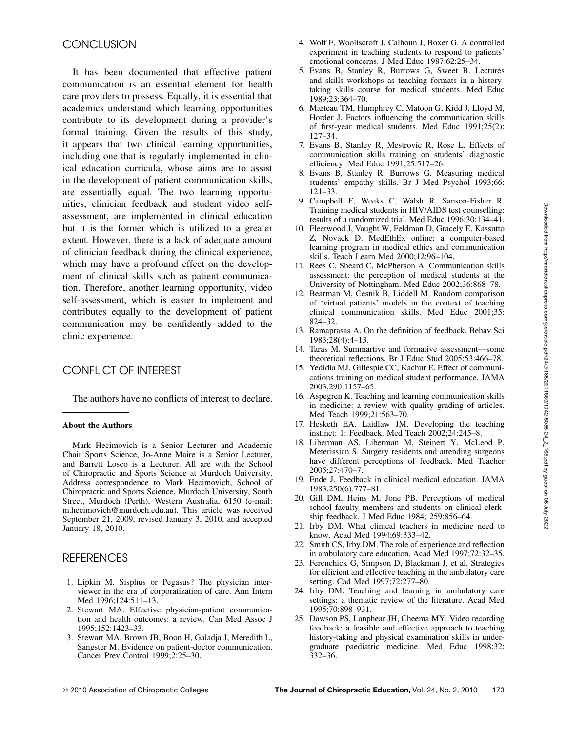## CONCLUSION

It has been documented that effective patient communication is an essential element for health care providers to possess. Equally, it is essential that academics understand which learning opportunities contribute to its development during a provider's formal training. Given the results of this study, it appears that two clinical learning opportunities, including one that is regularly implemented in clinical education curricula, whose aims are to assist in the development of patient communication skills, are essentially equal. The two learning opportunities, clinician feedback and student video self-assessment, are implemented in clinical education but it is the former which is utilized to a greater extent. However, there is a lack of adequate amount of clinician feedback during the clinical experience, which may have a profound effect on the development of clinical skills such as patient communication. Therefore, another learning opportunity, video self-assessment, which is easier to implement and contributes equally to the development of patient communication may be confidently added to the clinic experience.

## CONFLICT OF INTEREST

The authors have no conflicts of interest to declare.

---

**About the Authors**

Mark Hecimovich is a Senior Lecturer and Academic Chair Sports Science, Jo-Anne Maire is a Senior Lecturer, and Barrett Losco is a Lecturer. All are with the School of Chiropractic and Sports Science at Murdoch University. Address correspondence to Mark Hecimovich, School of Chiropractic and Sports Science, Murdoch University, South Street, Murdoch (Perth), Western Australia, 6150 (e-mail: m.hecimovich@murdoch.edu.au). This article was received September 21, 2009, revised January 3, 2010, and accepted January 18, 2010.

## REFERENCES

1. Lipkin M. Sisphus or Pegasus? The physician interviewer in the era of corporatization of care. Ann Intern Med 1996;124:511–13.
2. Stewart MA. Effective physician-patient communication and health outcomes: a review. Can Med Assoc J 1995;152:1423–33.
3. Stewart MA, Brown JB, Boon H, Galadja J, Meredith L, Sangster M. Evidence on patient-doctor communication. Cancer Prev Control 1999;2:25–30.
4. Wolf F, Wooliscroft J, Calhoun J, Boxer G. A controlled experiment in teaching students to respond to patients' emotional concerns. J Med Educ 1987;62:25–34.
5. Evans B, Stanley R, Burrows G, Sweet B. Lectures and skills workshops as teaching formats in a history-taking skills course for medical students. Med Educ 1989;23:364–70.
6. Marteau TM, Humphrey C, Matoon G, Kidd J, Lloyd M, Horder J. Factors influencing the communication skills of first-year medical students. Med Educ 1991;25(2): 127–34.
7. Evans B, Stanley R, Mestrovic R, Rose L. Effects of communication skills training on students' diagnostic efficiency. Med Educ 1991;25:517–26.
8. Evans B, Stanley R, Burrows G. Measuring medical students' empathy skills. Br J Med Psychol 1993;66: 121–33.
9. Campbell E, Weeks C, Walsh R, Sanson-Fisher R. Training medical students in HIV/AIDS test counselling: results of a randomized trial. Med Educ 1996;30:134–41.
10. Fleetwood J, Vaught W, Feldman D, Gracely E, Kassutto Z, Novack D. MedEthEx online: a computer-based learning program in medical ethics and communication skills. Teach Learn Med 2000;12:96–104.
11. Rees C, Sheard C, McPherson A. Communication skills assessment: the perception of medical students at the University of Nottingham. Med Educ 2002;36:868–78.
12. Bearman M, Cesnik B, Liddell M. Random comparison of 'virtual patients' models in the context of teaching clinical communication skills. Med Educ 2001;35: 824–32.
13. Ramaprasas A. On the definition of feedback. Behav Sci 1983;28(4):4–13.
14. Taras M. Summartive and formative assessment—some theoretical reflections. Br J Educ Stud 2005;53:466–78.
15. Yedidia MJ, Gillespie CC, Kachur E. Effect of communications training on medical student performance. JAMA 2003;290:1157–65.
16. Aspegren K. Teaching and learning communication skills in medicine: a review with quality grading of articles. Med Teach 1999;21:563–70.
17. Hesketh EA, Laidlaw JM. Developing the teaching instinct: 1: Feedback. Med Teach 2002;24:245–8.
18. Liberman AS, Liberman M, Steinert Y, McLeod P, Meterissian S. Surgery residents and attending surgeons have different perceptions of feedback. Med Teacher 2005;27:470–7.
19. Ende J. Feedback in clinical medical education. JAMA 1983;250(6):777–81.
20. Gill DM, Heins M, Jone PB. Perceptions of medical school faculty members and students on clinical clerkship feedback. J Med Educ 1984; 259:856–64.
21. Irby DM. What clinical teachers in medicine need to know. Acad Med 1994;69:333–42.
22. Smith CS, Irby DM. The role of experience and reflection in ambulatory care education. Acad Med 1997;72:32–35.
23. Ferenchick G, Simpson D, Blackman J, et al. Strategies for efficient and effective teaching in the ambulatory care setting. Cad Med 1997;72:277–80.
24. Irby DM. Teaching and learning in ambulatory care settings: a thematic review of the literature. Acad Med 1995;70:898–931.
25. Dawson PS, Lanphear JH, Cheema MY. Video recording feedback: a feasible and effective approach to teaching history-taking and physical examination skills in undergraduate paediatric medicine. Med Educ 1998;32: 332–36.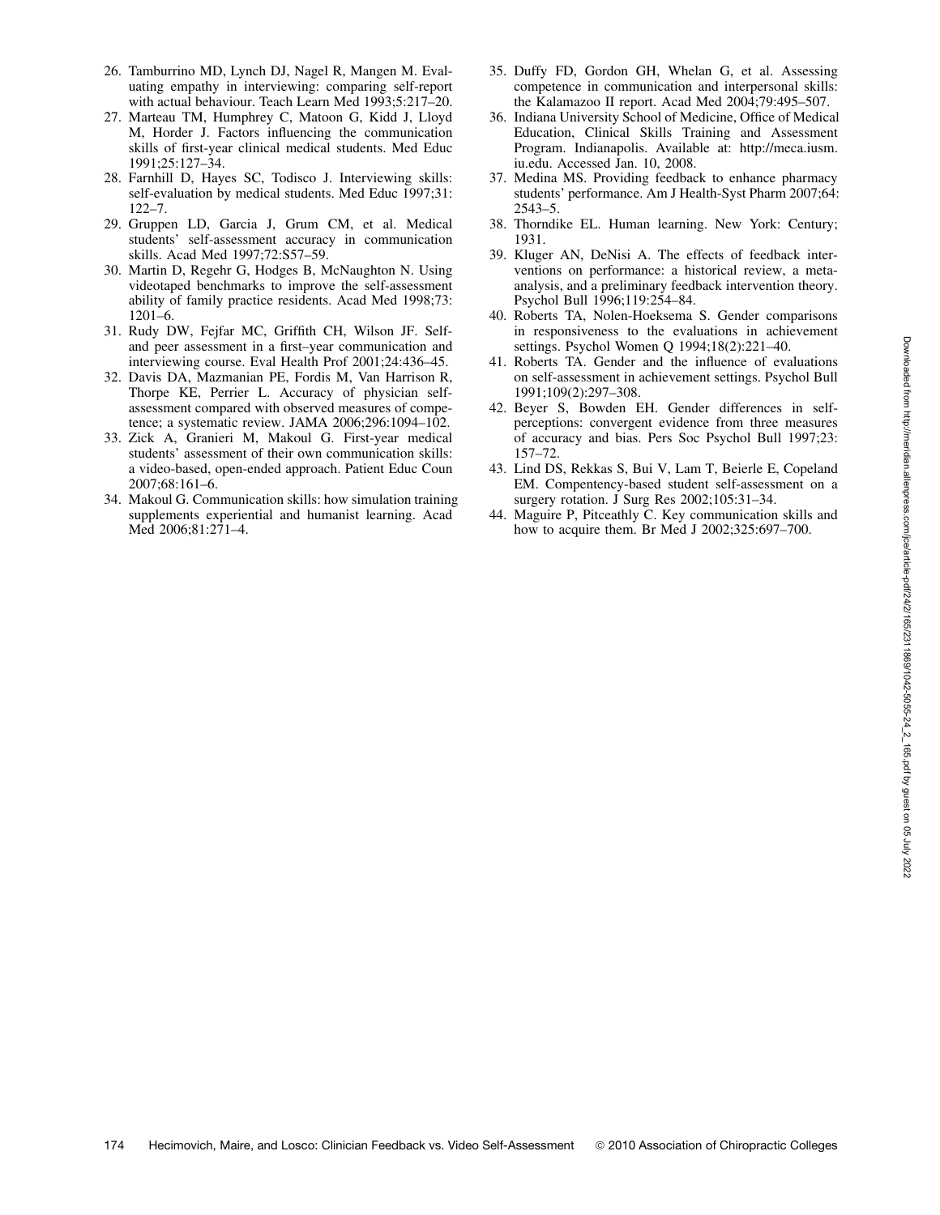26. Tamburrino MD, Lynch DJ, Nagel R, Mangen M. Evaluating empathy in interviewing: comparing self-report with actual behaviour. Teach Learn Med 1993;5:217–20.
27. Marteau TM, Humphrey C, Matoon G, Kidd J, Lloyd M, Horder J. Factors influencing the communication skills of first-year clinical medical students. Med Educ 1991;25:127–34.
28. Farnhill D, Hayes SC, Todisco J. Interviewing skills: self-evaluation by medical students. Med Educ 1997;31: 122–7.
29. Gruppen LD, Garcia J, Grum CM, et al. Medical students' self-assessment accuracy in communication skills. Acad Med 1997;72:S57–59.
30. Martin D, Regehr G, Hodges B, McNaughton N. Using videotaped benchmarks to improve the self-assessment ability of family practice residents. Acad Med 1998;73: 1201–6.
31. Rudy DW, Fejfar MC, Griffith CH, Wilson JF. Self- and peer assessment in a first–year communication and interviewing course. Eval Health Prof 2001;24:436–45.
32. Davis DA, Mazmanian PE, Fordis M, Van Harrison R, Thorpe KE, Perrier L. Accuracy of physician self-assessment compared with observed measures of competence; a systematic review. JAMA 2006;296:1094–102.
33. Zick A, Granieri M, Makoul G. First-year medical students' assessment of their own communication skills: a video-based, open-ended approach. Patient Educ Coun 2007;68:161–6.
34. Makoul G. Communication skills: how simulation training supplements experiential and humanist learning. Acad Med 2006;81:271–4.
35. Duffy FD, Gordon GH, Whelan G, et al. Assessing competence in communication and interpersonal skills: the Kalamazoo II report. Acad Med 2004;79:495–507.
36. Indiana University School of Medicine, Office of Medical Education, Clinical Skills Training and Assessment Program. Indianapolis. Available at: http://meca.iusm.iu.edu. Accessed Jan. 10, 2008.
37. Medina MS. Providing feedback to enhance pharmacy students' performance. Am J Health-Syst Pharm 2007;64: 2543–5.
38. Thorndike EL. Human learning. New York: Century; 1931.
39. Kluger AN, DeNisi A. The effects of feedback interventions on performance: a historical review, a meta-analysis, and a preliminary feedback intervention theory. Psychol Bull 1996;119:254–84.
40. Roberts TA, Nolen-Hoeksema S. Gender comparisons in responsiveness to the evaluations in achievement settings. Psychol Women Q 1994;18(2):221–40.
41. Roberts TA. Gender and the influence of evaluations on self-assessment in achievement settings. Psychol Bull 1991;109(2):297–308.
42. Beyer S, Bowden EH. Gender differences in self-perceptions: convergent evidence from three measures of accuracy and bias. Pers Soc Psychol Bull 1997;23: 157–72.
43. Lind DS, Rekkas S, Bui V, Lam T, Beierle E, Copeland EM. Compentency-based student self-assessment on a surgery rotation. J Surg Res 2002;105:31–34.
44. Maguire P, Pitceathly C. Key communication skills and how to acquire them. Br Med J 2002;325:697–700.